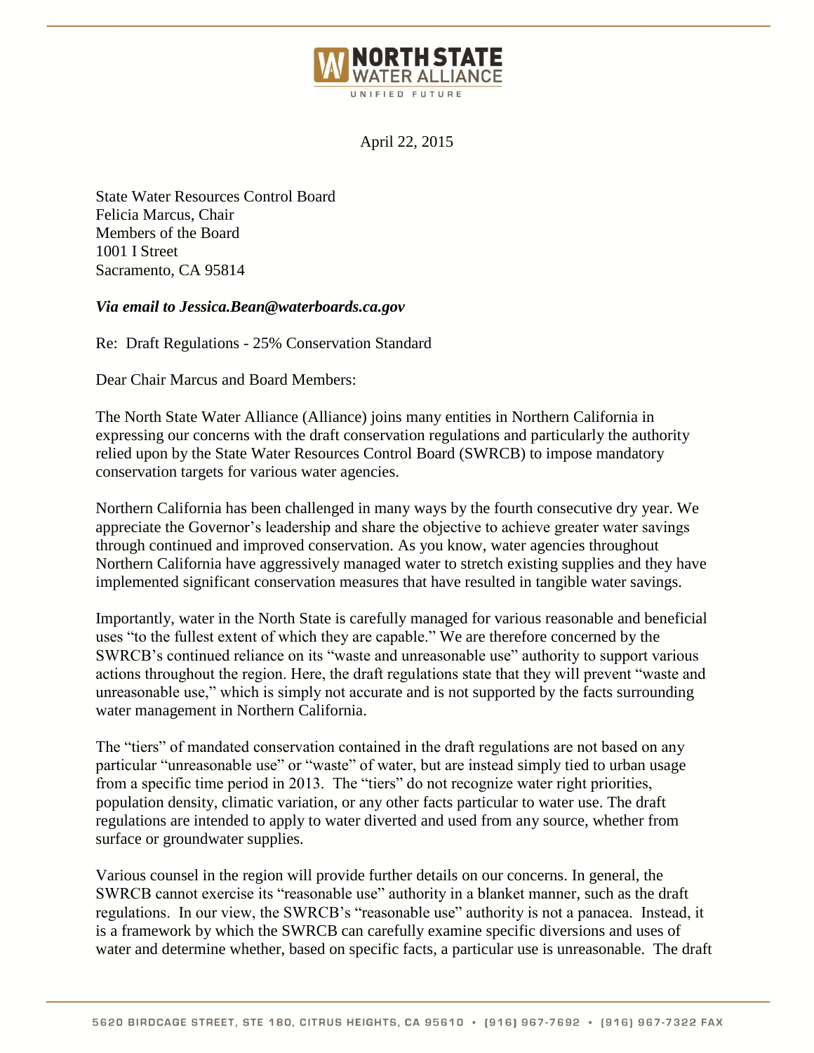**NORTH STATE WATER ALLIANCE**
UNIFIED FUTURE

April 22, 2015

State Water Resources Control Board
Felicia Marcus, Chair
Members of the Board
1001 I Street
Sacramento, CA 95814

***Via email to Jessica.Bean@waterboards.ca.gov***

Re: Draft Regulations - 25% Conservation Standard

Dear Chair Marcus and Board Members:

The North State Water Alliance (Alliance) joins many entities in Northern California in expressing our concerns with the draft conservation regulations and particularly the authority relied upon by the State Water Resources Control Board (SWRCB) to impose mandatory conservation targets for various water agencies.

Northern California has been challenged in many ways by the fourth consecutive dry year. We appreciate the Governor's leadership and share the objective to achieve greater water savings through continued and improved conservation. As you know, water agencies throughout Northern California have aggressively managed water to stretch existing supplies and they have implemented significant conservation measures that have resulted in tangible water savings.

Importantly, water in the North State is carefully managed for various reasonable and beneficial uses "to the fullest extent of which they are capable." We are therefore concerned by the SWRCB's continued reliance on its "waste and unreasonable use" authority to support various actions throughout the region. Here, the draft regulations state that they will prevent "waste and unreasonable use," which is simply not accurate and is not supported by the facts surrounding water management in Northern California.

The "tiers" of mandated conservation contained in the draft regulations are not based on any particular "unreasonable use" or "waste" of water, but are instead simply tied to urban usage from a specific time period in 2013. The "tiers" do not recognize water right priorities, population density, climatic variation, or any other facts particular to water use. The draft regulations are intended to apply to water diverted and used from any source, whether from surface or groundwater supplies.

Various counsel in the region will provide further details on our concerns. In general, the SWRCB cannot exercise its "reasonable use" authority in a blanket manner, such as the draft regulations. In our view, the SWRCB's "reasonable use" authority is not a panacea. Instead, it is a framework by which the SWRCB can carefully examine specific diversions and uses of water and determine whether, based on specific facts, a particular use is unreasonable. The draft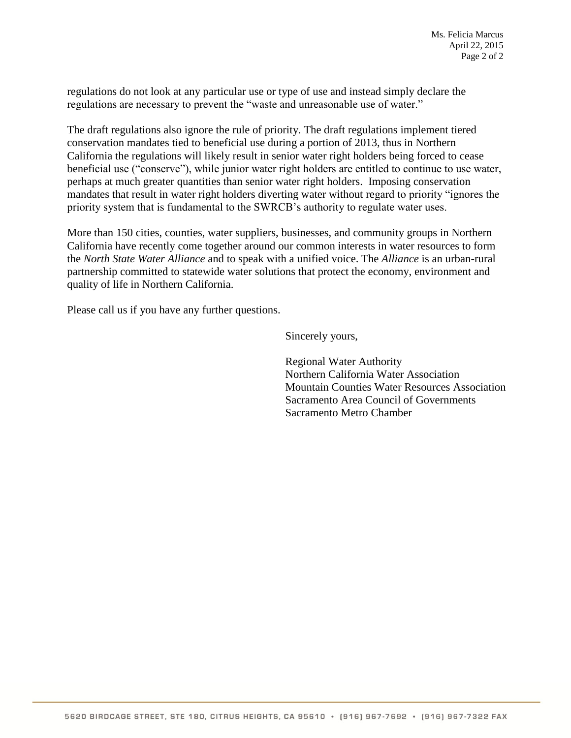regulations do not look at any particular use or type of use and instead simply declare the regulations are necessary to prevent the "waste and unreasonable use of water."

The draft regulations also ignore the rule of priority. The draft regulations implement tiered conservation mandates tied to beneficial use during a portion of 2013, thus in Northern California the regulations will likely result in senior water right holders being forced to cease beneficial use ("conserve"), while junior water right holders are entitled to continue to use water, perhaps at much greater quantities than senior water right holders. Imposing conservation mandates that result in water right holders diverting water without regard to priority "ignores the priority system that is fundamental to the SWRCB's authority to regulate water uses.

More than 150 cities, counties, water suppliers, businesses, and community groups in Northern California have recently come together around our common interests in water resources to form the *North State Water Alliance* and to speak with a unified voice. The *Alliance* is an urban-rural partnership committed to statewide water solutions that protect the economy, environment and quality of life in Northern California.

Please call us if you have any further questions.

Sincerely yours,

Regional Water Authority
Northern California Water Association
Mountain Counties Water Resources Association
Sacramento Area Council of Governments
Sacramento Metro Chamber

5620 BIRDCAGE STREET, STE 180, CITRUS HEIGHTS, CA 95610 • (916) 967-7692 • (916) 967-7322 FAX